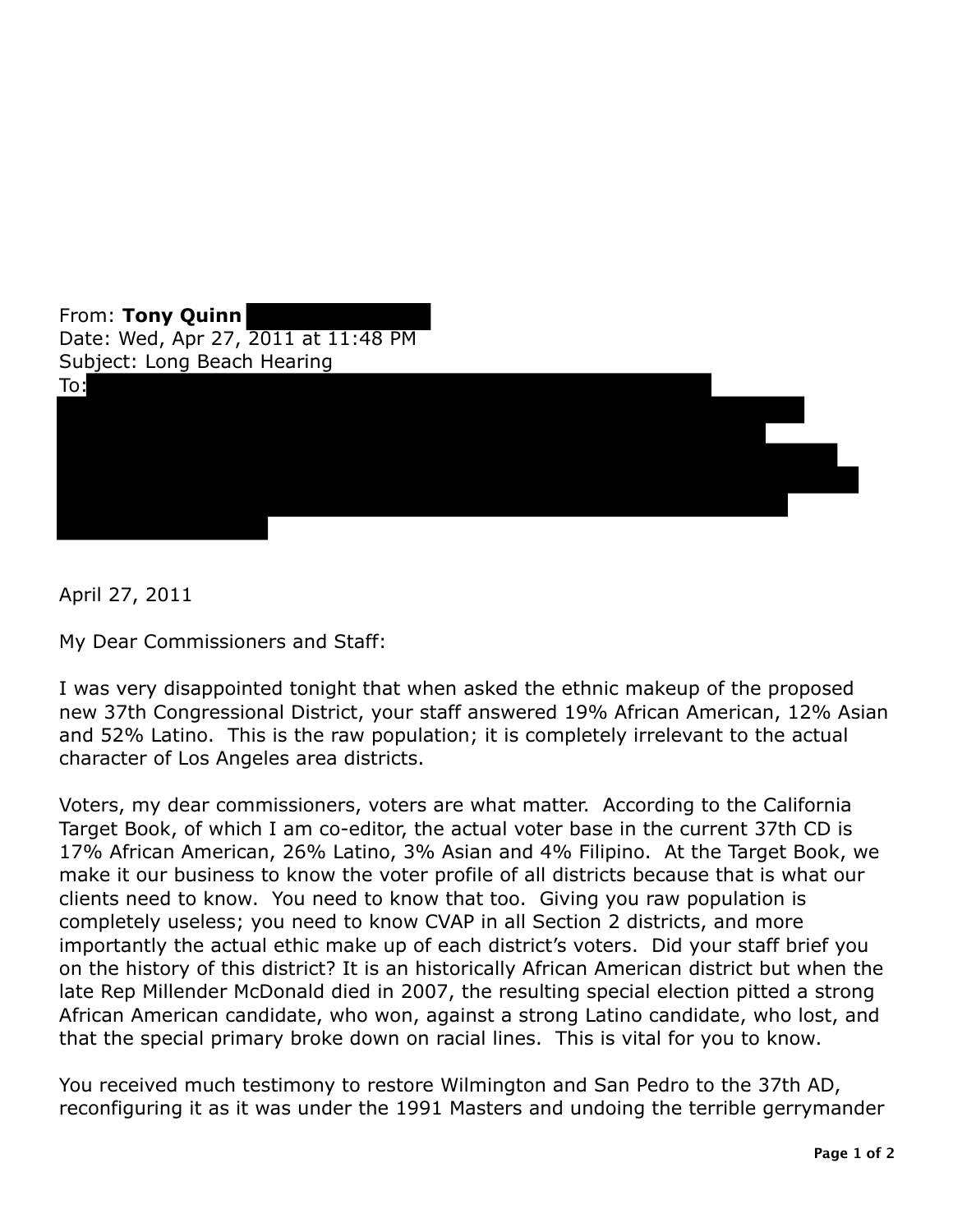From: **Tony Quinn**
Date: Wed, Apr 27, 2011 at 11:48 PM
Subject: Long Beach Hearing
To:

April 27, 2011

My Dear Commissioners and Staff:

I was very disappointed tonight that when asked the ethnic makeup of the proposed new 37th Congressional District, your staff answered 19% African American, 12% Asian and 52% Latino. This is the raw population; it is completely irrelevant to the actual character of Los Angeles area districts.

Voters, my dear commissioners, voters are what matter. According to the California Target Book, of which I am co-editor, the actual voter base in the current 37th CD is 17% African American, 26% Latino, 3% Asian and 4% Filipino. At the Target Book, we make it our business to know the voter profile of all districts because that is what our clients need to know. You need to know that too. Giving you raw population is completely useless; you need to know CVAP in all Section 2 districts, and more importantly the actual ethic make up of each district's voters. Did your staff brief you on the history of this district? It is an historically African American district but when the late Rep Millender McDonald died in 2007, the resulting special election pitted a strong African American candidate, who won, against a strong Latino candidate, who lost, and that the special primary broke down on racial lines. This is vital for you to know.

You received much testimony to restore Wilmington and San Pedro to the 37th AD, reconfiguring it as it was under the 1991 Masters and undoing the terrible gerrymander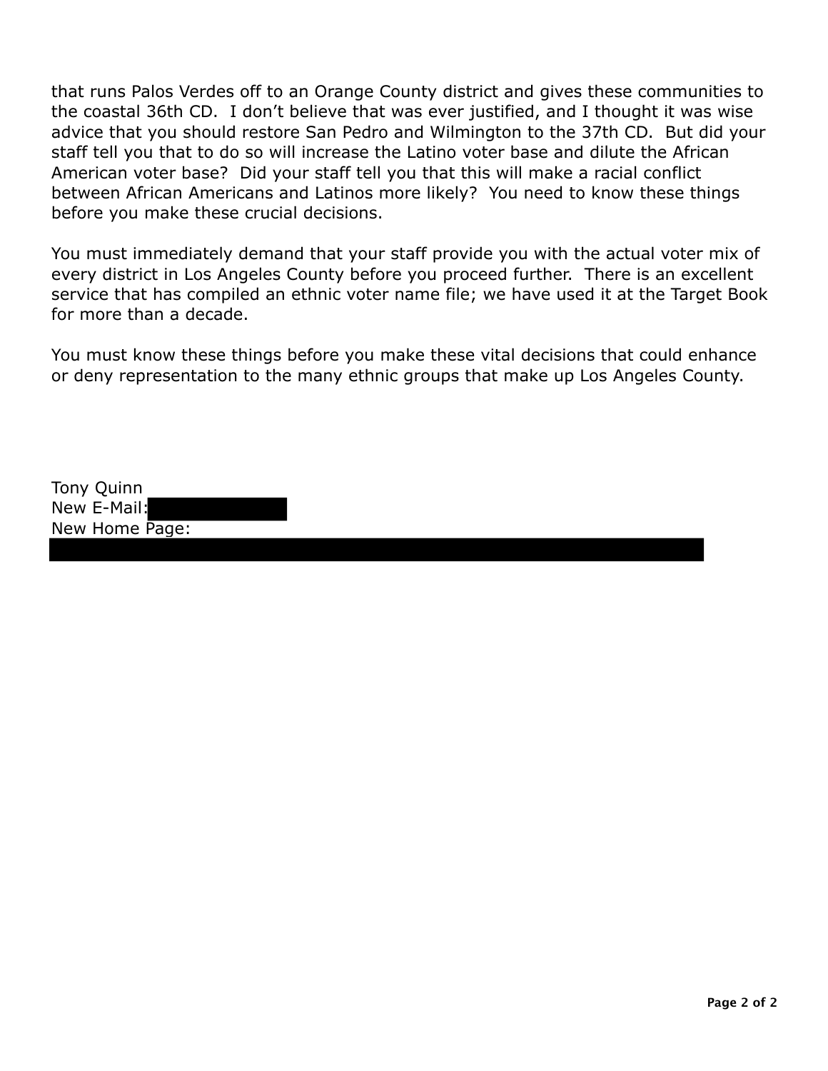that runs Palos Verdes off to an Orange County district and gives these communities to the coastal 36th CD. I don't believe that was ever justified, and I thought it was wise advice that you should restore San Pedro and Wilmington to the 37th CD. But did your staff tell you that to do so will increase the Latino voter base and dilute the African American voter base? Did your staff tell you that this will make a racial conflict between African Americans and Latinos more likely? You need to know these things before you make these crucial decisions.

You must immediately demand that your staff provide you with the actual voter mix of every district in Los Angeles County before you proceed further. There is an excellent service that has compiled an ethnic voter name file; we have used it at the Target Book for more than a decade.

You must know these things before you make these vital decisions that could enhance or deny representation to the many ethnic groups that make up Los Angeles County.

Tony Quinn
New E-Mail:
New Home Page: